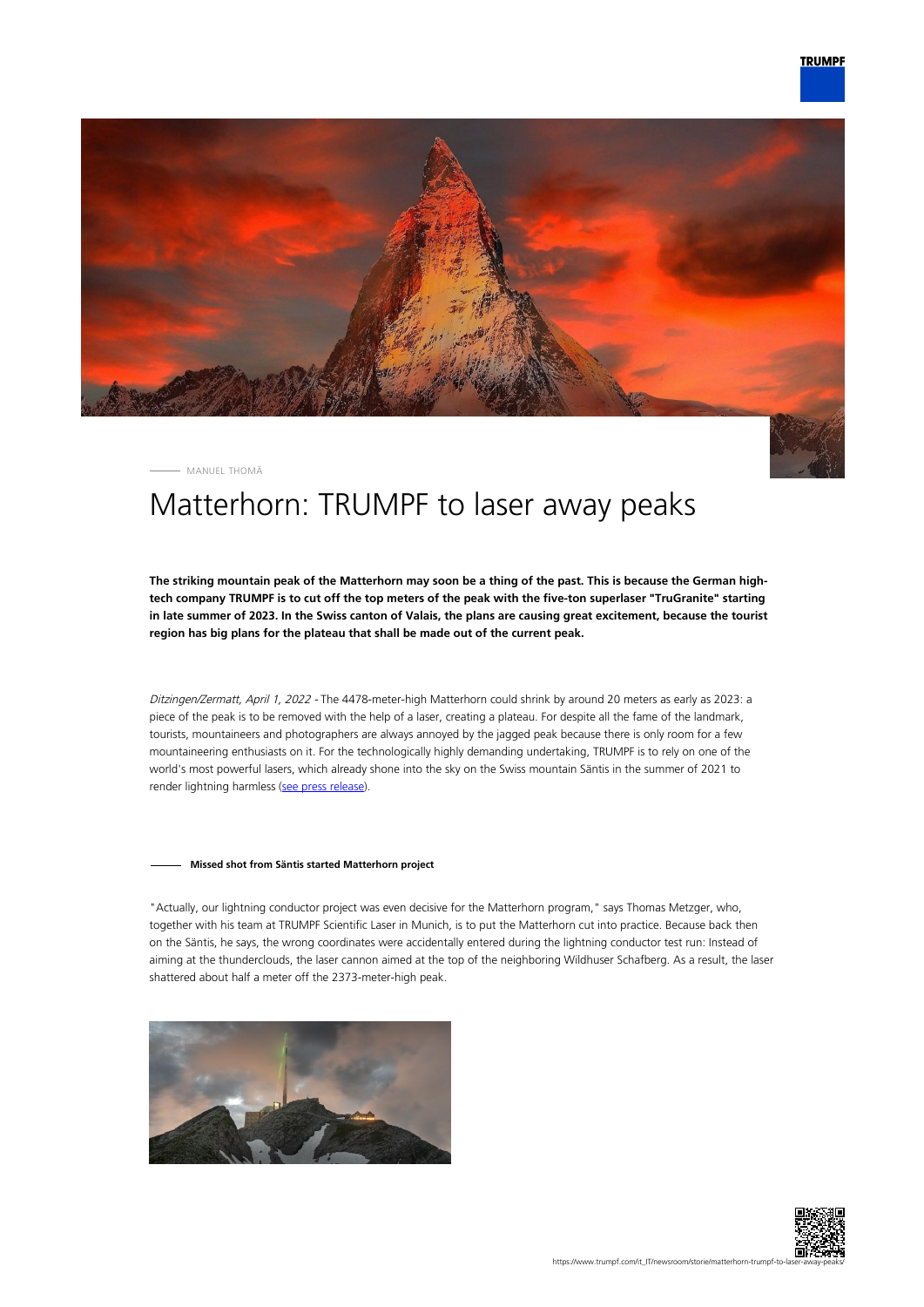MANUEL THOMÄ

# Matterhorn: TRUMPF to laser away peaks

**The striking mountain peak of the Matterhorn may soon be a thing of the past. This is because the German high-tech company TRUMPF is to cut off the top meters of the peak with the five-ton superlaser "TruGranite" starting in late summer of 2023. In the Swiss canton of Valais, the plans are causing great excitement, because the tourist region has big plans for the plateau that shall be made out of the current peak.**

*Ditzingen/Zermatt, April 1, 2022* - The 4478-meter-high Matterhorn could shrink by around 20 meters as early as 2023: a piece of the peak is to be removed with the help of a laser, creating a plateau. For despite all the fame of the landmark, tourists, mountaineers and photographers are always annoyed by the jagged peak because there is only room for a few mountaineering enthusiasts on it. For the technologically highly demanding undertaking, TRUMPF is to rely on one of the world's most powerful lasers, which already shone into the sky on the Swiss mountain Säntis in the summer of 2021 to render lightning harmless ([see press release](see press release)).

## Missed shot from Säntis started Matterhorn project

"Actually, our lightning conductor project was even decisive for the Matterhorn program," says Thomas Metzger, who, together with his team at TRUMPF Scientific Laser in Munich, is to put the Matterhorn cut into practice. Because back then on the Säntis, he says, the wrong coordinates were accidentally entered during the lightning conductor test run: Instead of aiming at the thunderclouds, the laser cannon aimed at the top of the neighboring Wildhuser Schafberg. As a result, the laser shattered about half a meter off the 2373-meter-high peak.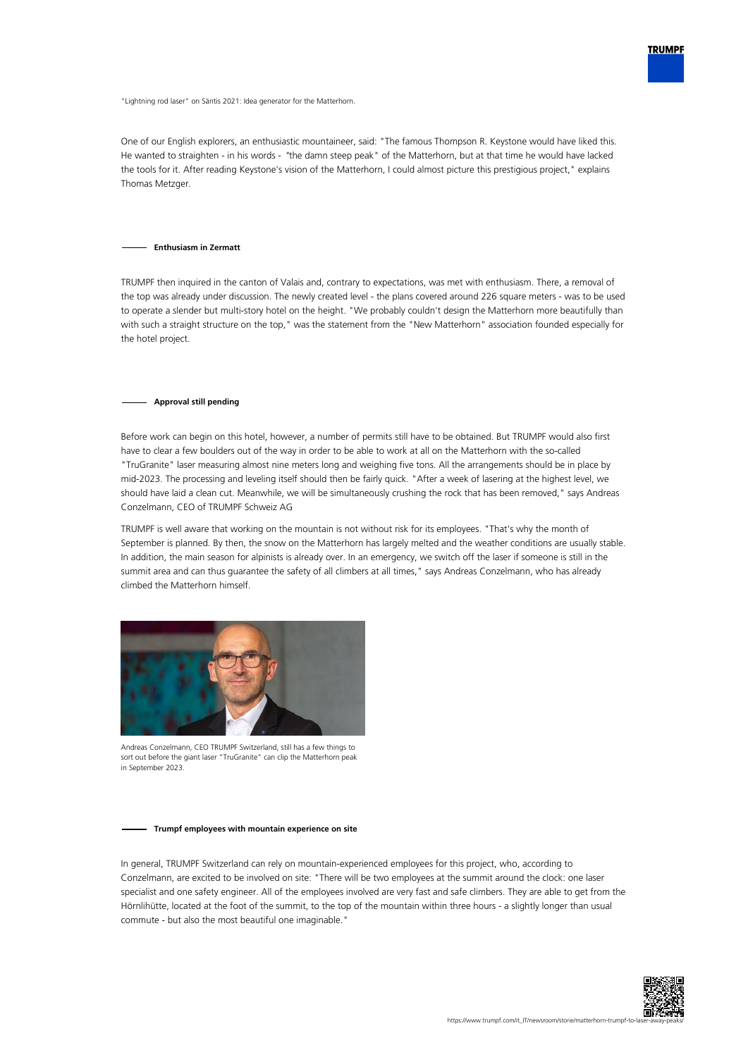"Lightning rod laser" on Säntis 2021: Idea generator for the Matterhorn.

One of our English explorers, an enthusiastic mountaineer, said: "The famous Thompson R. Keystone would have liked this. He wanted to straighten - in his words - "the damn steep peak" of the Matterhorn, but at that time he would have lacked the tools for it. After reading Keystone's vision of the Matterhorn, I could almost picture this prestigious project," explains Thomas Metzger.

### Enthusiasm in Zermatt

TRUMPF then inquired in the canton of Valais and, contrary to expectations, was met with enthusiasm. There, a removal of the top was already under discussion. The newly created level - the plans covered around 226 square meters - was to be used to operate a slender but multi-story hotel on the height. "We probably couldn't design the Matterhorn more beautifully than with such a straight structure on the top," was the statement from the "New Matterhorn" association founded especially for the hotel project.

### Approval still pending

Before work can begin on this hotel, however, a number of permits still have to be obtained. But TRUMPF would also first have to clear a few boulders out of the way in order to be able to work at all on the Matterhorn with the so-called "TruGranite" laser measuring almost nine meters long and weighing five tons. All the arrangements should be in place by mid-2023. The processing and leveling itself should then be fairly quick. "After a week of lasering at the highest level, we should have laid a clean cut. Meanwhile, we will be simultaneously crushing the rock that has been removed," says Andreas Conzelmann, CEO of TRUMPF Schweiz AG

TRUMPF is well aware that working on the mountain is not without risk for its employees. "That's why the month of September is planned. By then, the snow on the Matterhorn has largely melted and the weather conditions are usually stable. In addition, the main season for alpinists is already over. In an emergency, we switch off the laser if someone is still in the summit area and can thus guarantee the safety of all climbers at all times," says Andreas Conzelmann, who has already climbed the Matterhorn himself.

Andreas Conzelmann, CEO TRUMPF Switzerland, still has a few things to sort out before the giant laser "TruGranite" can clip the Matterhorn peak in September 2023.

### Trumpf employees with mountain experience on site

In general, TRUMPF Switzerland can rely on mountain-experienced employees for this project, who, according to Conzelmann, are excited to be involved on site: "There will be two employees at the summit around the clock: one laser specialist and one safety engineer. All of the employees involved are very fast and safe climbers. They are able to get from the Hörnlihütte, located at the foot of the summit, to the top of the mountain within three hours - a slightly longer than usual commute - but also the most beautiful one imaginable."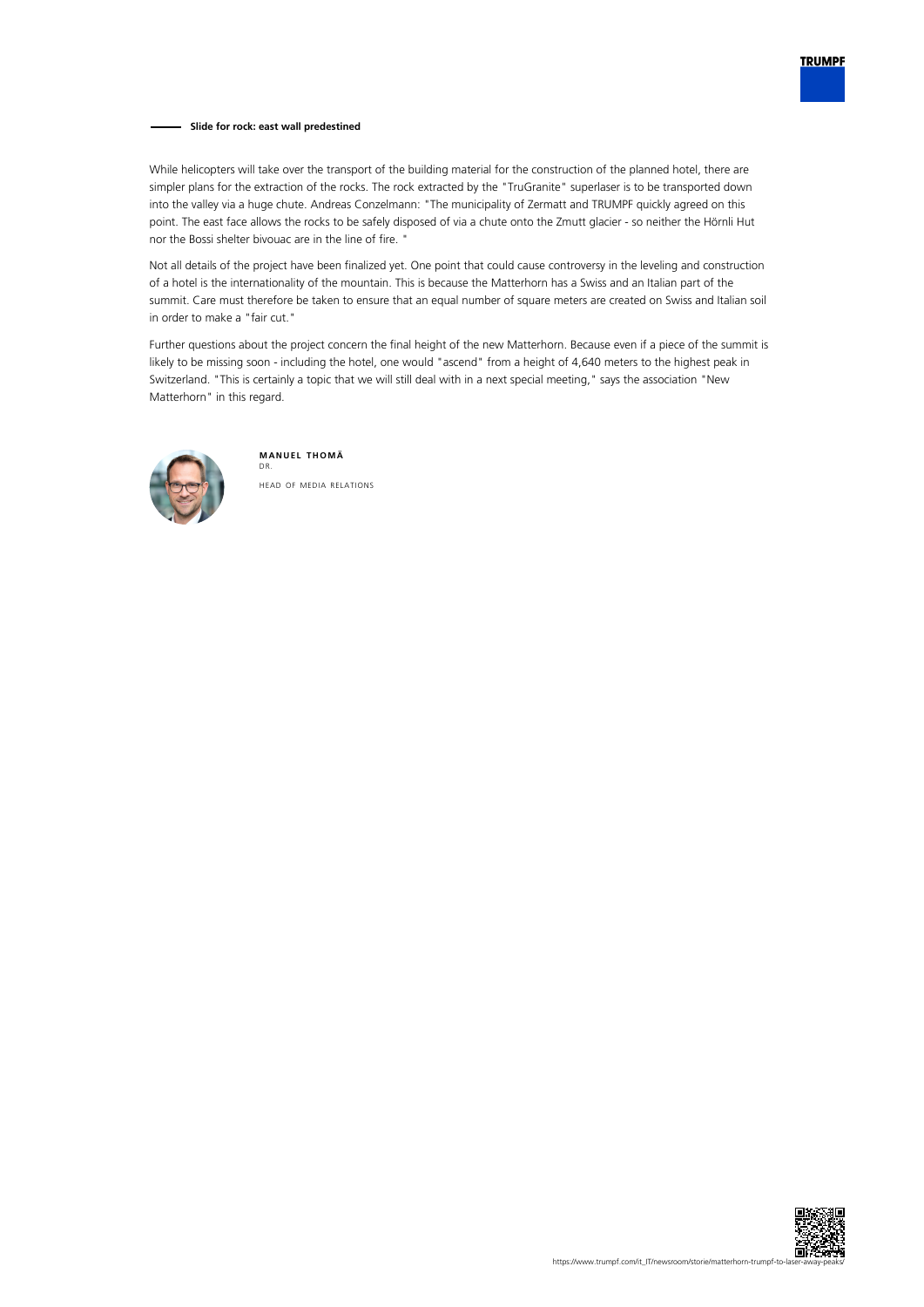### Slide for rock: east wall predestined

While helicopters will take over the transport of the building material for the construction of the planned hotel, there are simpler plans for the extraction of the rocks. The rock extracted by the "TruGranite" superlaser is to be transported down into the valley via a huge chute. Andreas Conzelmann: "The municipality of Zermatt and TRUMPF quickly agreed on this point. The east face allows the rocks to be safely disposed of via a chute onto the Zmutt glacier - so neither the Hörnli Hut nor the Bossi shelter bivouac are in the line of fire. "

Not all details of the project have been finalized yet. One point that could cause controversy in the leveling and construction of a hotel is the internationality of the mountain. This is because the Matterhorn has a Swiss and an Italian part of the summit. Care must therefore be taken to ensure that an equal number of square meters are created on Swiss and Italian soil in order to make a "fair cut."

Further questions about the project concern the final height of the new Matterhorn. Because even if a piece of the summit is likely to be missing soon - including the hotel, one would "ascend" from a height of 4,640 meters to the highest peak in Switzerland. "This is certainly a topic that we will still deal with in a next special meeting," says the association "New Matterhorn" in this regard.

**MANUEL THOMÄ**
DR.
HEAD OF MEDIA RELATIONS

https://www.trumpf.com/it_IT/newsroom/storie/matterhorn-trumpf-to-laser-away-peaks/